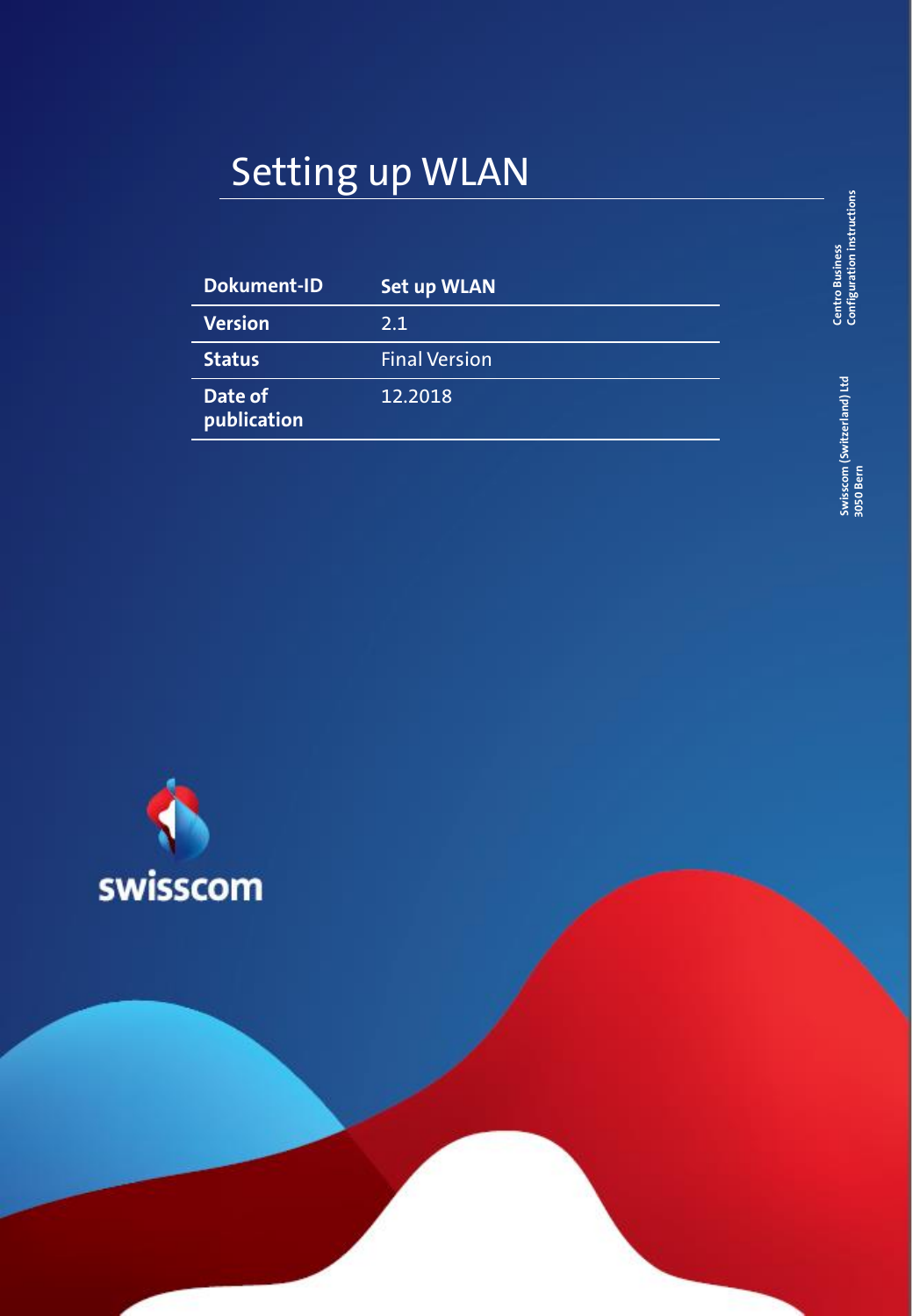# Setting up WLAN

| Dokument-ID | Set up WLAN |
|---|---|
| Version | 2.1 |
| Status | Final Version |
| Date of publication | 12.2018 |

Centro Business
Configuration instructions

Swisscom (Switzerland) Ltd
3050 Bern

swisscom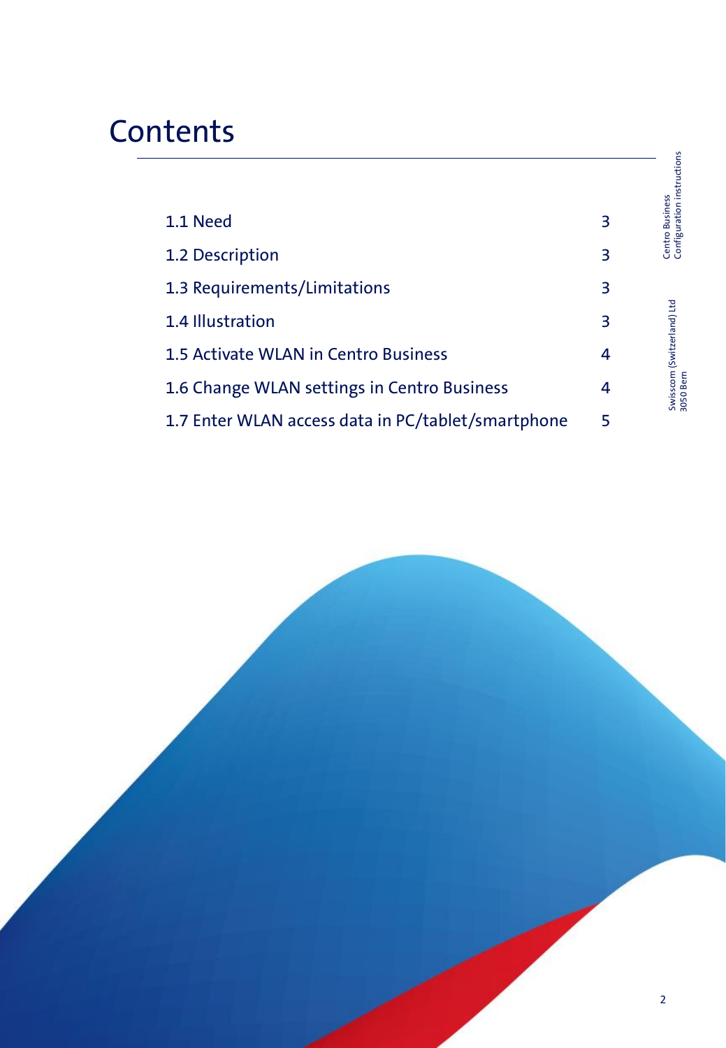# Contents

| | |
|---|---|
| 1.1 Need | 3 |
| 1.2 Description | 3 |
| 1.3 Requirements/Limitations | 3 |
| 1.4 Illustration | 3 |
| 1.5 Activate WLAN in Centro Business | 4 |
| 1.6 Change WLAN settings in Centro Business | 4 |
| 1.7 Enter WLAN access data in PC/tablet/smartphone | 5 |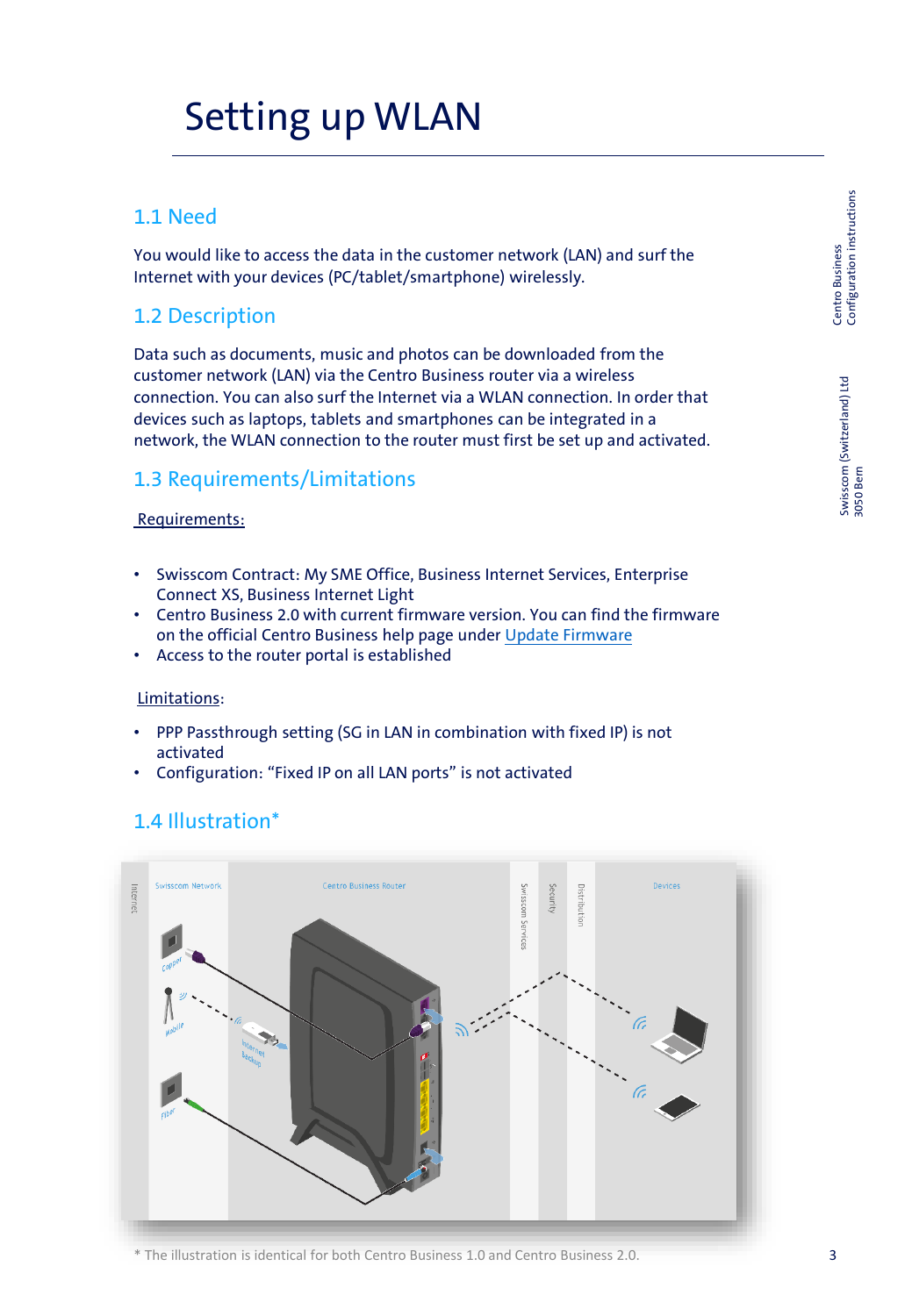# Setting up WLAN

## 1.1 Need

You would like to access the data in the customer network (LAN) and surf the Internet with your devices (PC/tablet/smartphone) wirelessly.

## 1.2 Description

Data such as documents, music and photos can be downloaded from the customer network (LAN) via the Centro Business router via a wireless connection. You can also surf the Internet via a WLAN connection. In order that devices such as laptops, tablets and smartphones can be integrated in a network, the WLAN connection to the router must first be set up and activated.

## 1.3 Requirements/Limitations

Requirements:

- Swisscom Contract: My SME Office, Business Internet Services, Enterprise Connect XS, Business Internet Light
- Centro Business 2.0 with current firmware version. You can find the firmware on the official Centro Business help page under Update Firmware
- Access to the router portal is established

Limitations:

- PPP Passthrough setting (SG in LAN in combination with fixed IP) is not activated
- Configuration: "Fixed IP on all LAN ports" is not activated

## 1.4 Illustration*

\* The illustration is identical for both Centro Business 1.0 and Centro Business 2.0.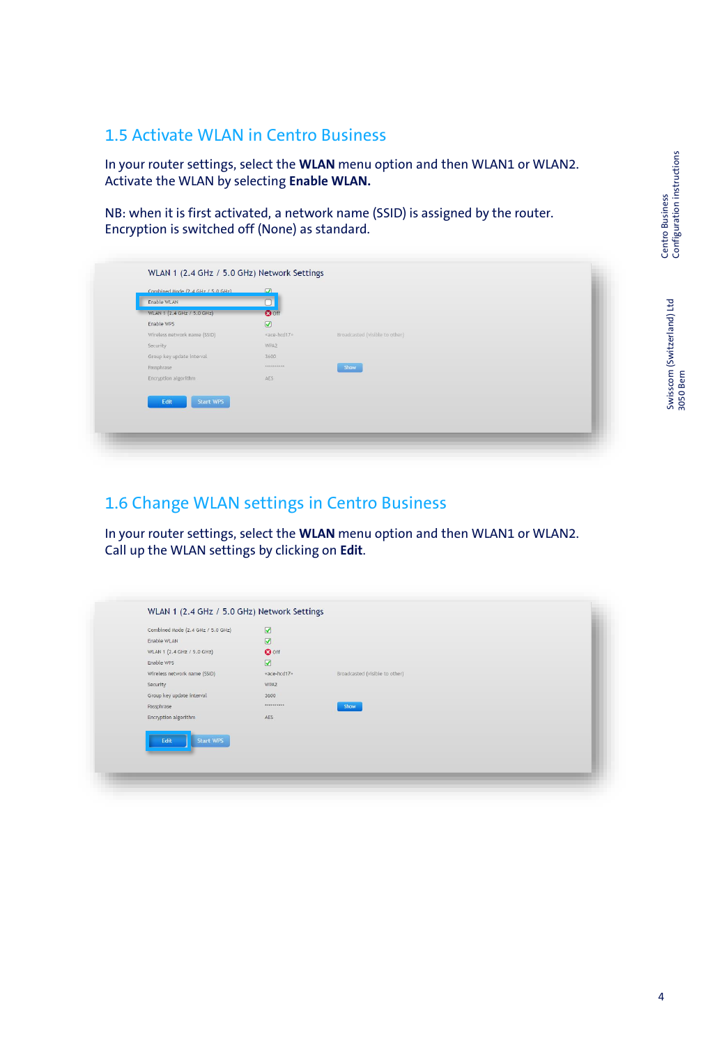## 1.5 Activate WLAN in Centro Business

In your router settings, select the **WLAN** menu option and then WLAN1 or WLAN2. Activate the WLAN by selecting **Enable WLAN.**

NB: when it is first activated, a network name (SSID) is assigned by the router. Encryption is switched off (None) as standard.

WLAN 1 (2.4 GHz / 5.0 GHz) Network Settings

| | | |
|---|---|---|
| Combined Mode (2.4 GHz / 5.0 GHz) | ☑ | |
| Enable WLAN | ☐ | |
| WLAN 1 (2.4 GHz / 5.0 GHz) | Off | |
| Enable WPS | ☑ | |
| Wireless network name (SSID) | <ace-hcd17> | Broadcasted (visible to other) |
| Security | WPA2 | |
| Group key update interval | 3600 | |
| Passphrase | ********** | Show |
| Encryption algorithm | AES | |

Edit | Start WPS

## 1.6 Change WLAN settings in Centro Business

In your router settings, select the **WLAN** menu option and then WLAN1 or WLAN2. Call up the WLAN settings by clicking on **Edit**.

WLAN 1 (2.4 GHz / 5.0 GHz) Network Settings

| | | |
|---|---|---|
| Combined Mode (2.4 GHz / 5.0 GHz) | ☑ | |
| Enable WLAN | ☑ | |
| WLAN 1 (2.4 GHz / 5.0 GHz) | Off | |
| Enable WPS | ☑ | |
| Wireless network name (SSID) | <ace-hcd17> | Broadcasted (visible to other) |
| Security | WPA2 | |
| Group key update interval | 3600 | |
| Passphrase | ********** | Show |
| Encryption algorithm | AES | |

Edit | Start WPS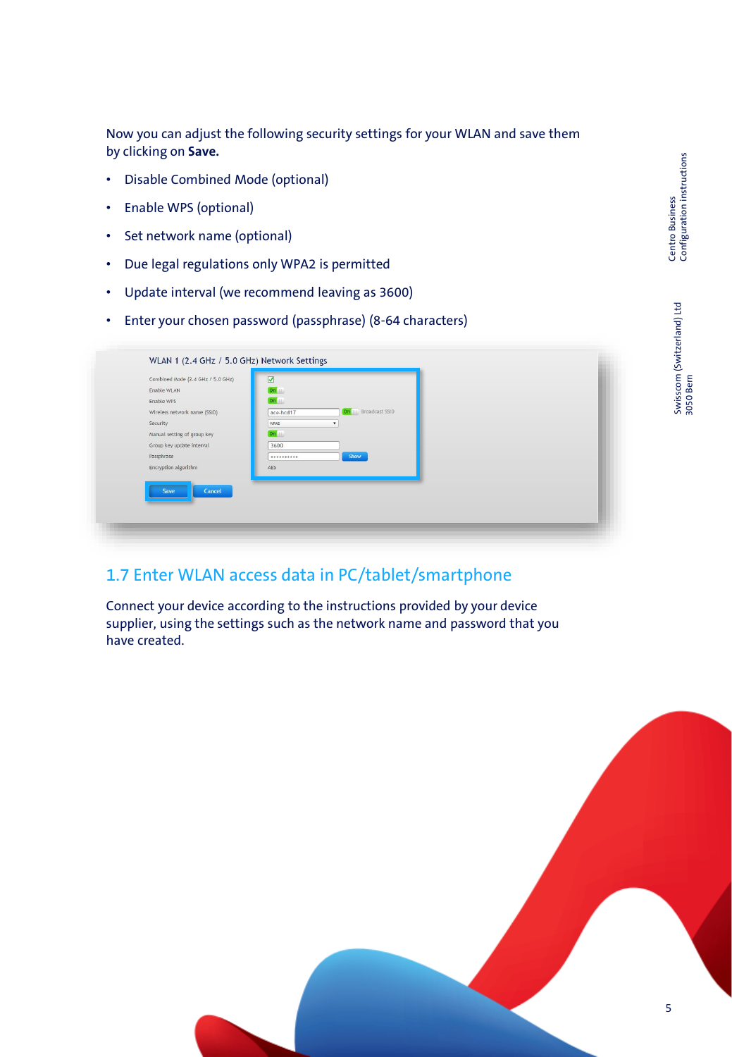Now you can adjust the following security settings for your WLAN and save them by clicking on **Save.**

- Disable Combined Mode (optional)
- Enable WPS (optional)
- Set network name (optional)
- Due legal regulations only WPA2 is permitted
- Update interval (we recommend leaving as 3600)
- Enter your chosen password (passphrase) (8-64 characters)

WLAN 1 (2.4 GHz / 5.0 GHz) Network Settings

Combined Mode (2.4 GHz / 5.0 GHz)
Enable WLAN
Enable WPS
Wireless network name (SSID)
Security
Manual setting of group key
Group key update interval
Passphrase
Encryption algorithm

On
On
ace-hcd17
On
Broadcast SSID
WPA2
On
3600
Show
AES

Save
Cancel

## 1.7 Enter WLAN access data in PC/tablet/smartphone

Connect your device according to the instructions provided by your device supplier, using the settings such as the network name and password that you have created.